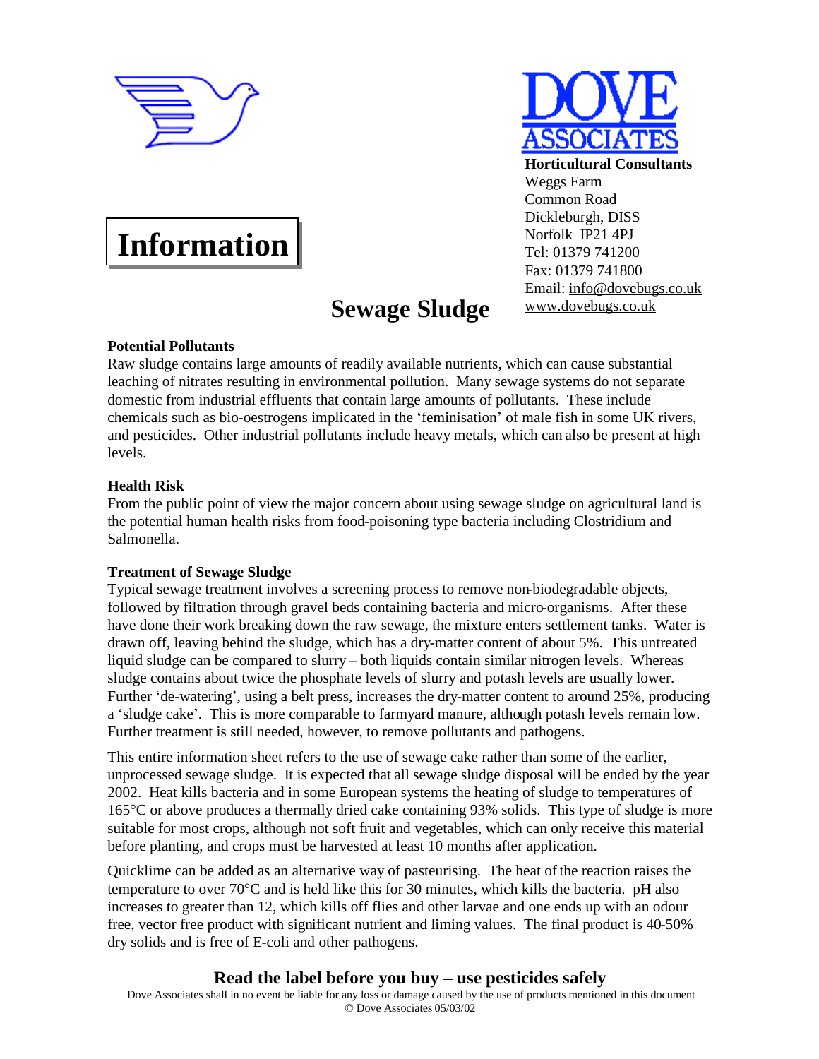**DOVE ASSOCIATES**

**Horticultural Consultants**
Weggs Farm
Common Road
Dickleburgh, DISS
Norfolk IP21 4PJ
Tel: 01379 741200
Fax: 01379 741800
Email: info@dovebugs.co.uk
www.dovebugs.co.uk

# Information

# Sewage Sludge

### Potential Pollutants

Raw sludge contains large amounts of readily available nutrients, which can cause substantial leaching of nitrates resulting in environmental pollution. Many sewage systems do not separate domestic from industrial effluents that contain large amounts of pollutants. These include chemicals such as bio-oestrogens implicated in the 'feminisation' of male fish in some UK rivers, and pesticides. Other industrial pollutants include heavy metals, which can also be present at high levels.

### Health Risk

From the public point of view the major concern about using sewage sludge on agricultural land is the potential human health risks from food-poisoning type bacteria including Clostridium and Salmonella.

### Treatment of Sewage Sludge

Typical sewage treatment involves a screening process to remove non-biodegradable objects, followed by filtration through gravel beds containing bacteria and micro-organisms. After these have done their work breaking down the raw sewage, the mixture enters settlement tanks. Water is drawn off, leaving behind the sludge, which has a dry-matter content of about 5%. This untreated liquid sludge can be compared to slurry – both liquids contain similar nitrogen levels. Whereas sludge contains about twice the phosphate levels of slurry and potash levels are usually lower. Further 'de-watering', using a belt press, increases the dry-matter content to around 25%, producing a 'sludge cake'. This is more comparable to farmyard manure, although potash levels remain low. Further treatment is still needed, however, to remove pollutants and pathogens.

This entire information sheet refers to the use of sewage cake rather than some of the earlier, unprocessed sewage sludge. It is expected that all sewage sludge disposal will be ended by the year 2002. Heat kills bacteria and in some European systems the heating of sludge to temperatures of 165°C or above produces a thermally dried cake containing 93% solids. This type of sludge is more suitable for most crops, although not soft fruit and vegetables, which can only receive this material before planting, and crops must be harvested at least 10 months after application.

Quicklime can be added as an alternative way of pasteurising. The heat of the reaction raises the temperature to over 70°C and is held like this for 30 minutes, which kills the bacteria. pH also increases to greater than 12, which kills off flies and other larvae and one ends up with an odour free, vector free product with significant nutrient and liming values. The final product is 40-50% dry solids and is free of E-coli and other pathogens.

**Read the label before you buy – use pesticides safely**

Dove Associates shall in no event be liable for any loss or damage caused by the use of products mentioned in this document
© Dove Associates 05/03/02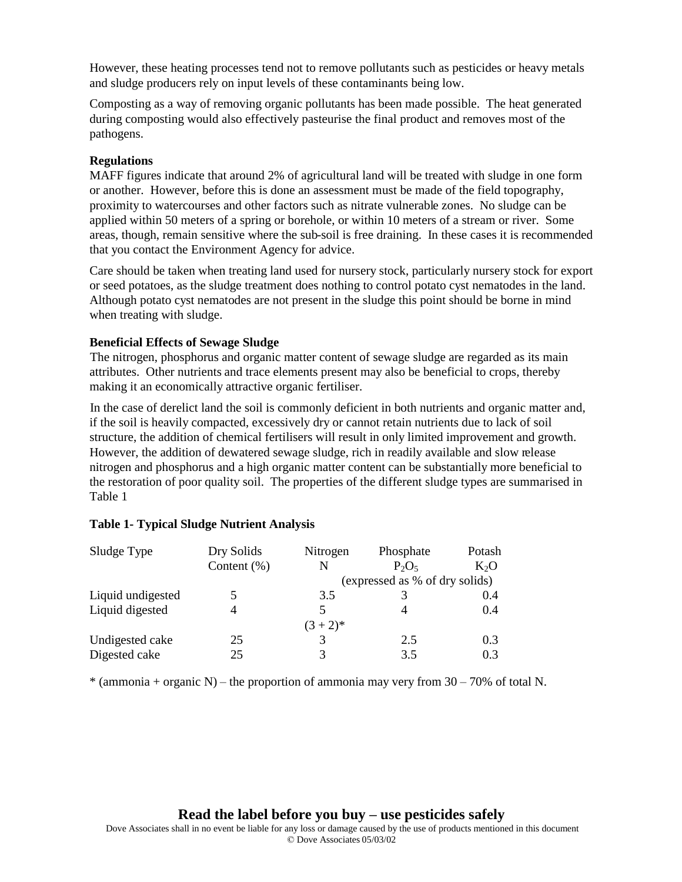However, these heating processes tend not to remove pollutants such as pesticides or heavy metals and sludge producers rely on input levels of these contaminants being low.

Composting as a way of removing organic pollutants has been made possible. The heat generated during composting would also effectively pasteurise the final product and removes most of the pathogens.

**Regulations**

MAFF figures indicate that around 2% of agricultural land will be treated with sludge in one form or another. However, before this is done an assessment must be made of the field topography, proximity to watercourses and other factors such as nitrate vulnerable zones. No sludge can be applied within 50 meters of a spring or borehole, or within 10 meters of a stream or river. Some areas, though, remain sensitive where the sub-soil is free draining. In these cases it is recommended that you contact the Environment Agency for advice.

Care should be taken when treating land used for nursery stock, particularly nursery stock for export or seed potatoes, as the sludge treatment does nothing to control potato cyst nematodes in the land. Although potato cyst nematodes are not present in the sludge this point should be borne in mind when treating with sludge.

**Beneficial Effects of Sewage Sludge**

The nitrogen, phosphorus and organic matter content of sewage sludge are regarded as its main attributes. Other nutrients and trace elements present may also be beneficial to crops, thereby making it an economically attractive organic fertiliser.

In the case of derelict land the soil is commonly deficient in both nutrients and organic matter and, if the soil is heavily compacted, excessively dry or cannot retain nutrients due to lack of soil structure, the addition of chemical fertilisers will result in only limited improvement and growth. However, the addition of dewatered sewage sludge, rich in readily available and slow release nitrogen and phosphorus and a high organic matter content can be substantially more beneficial to the restoration of poor quality soil. The properties of the different sludge types are summarised in Table 1

**Table 1- Typical Sludge Nutrient Analysis**

| Sludge Type | Dry Solids Content (%) | Nitrogen N | Phosphate $P_2O_5$ | Potash $K_2O$ |
|---|---|---|---|---|
| | | (expressed as % of dry solids) | | |
| Liquid undigested | 5 | 3.5 | 3 | 0.4 |
| Liquid digested | 4 | 5 (3 + 2)* | 4 | 0.4 |
| Undigested cake | 25 | 3 | 2.5 | 0.3 |
| Digested cake | 25 | 3 | 3.5 | 0.3 |

* (ammonia + organic N) – the proportion of ammonia may very from 30 – 70% of total N.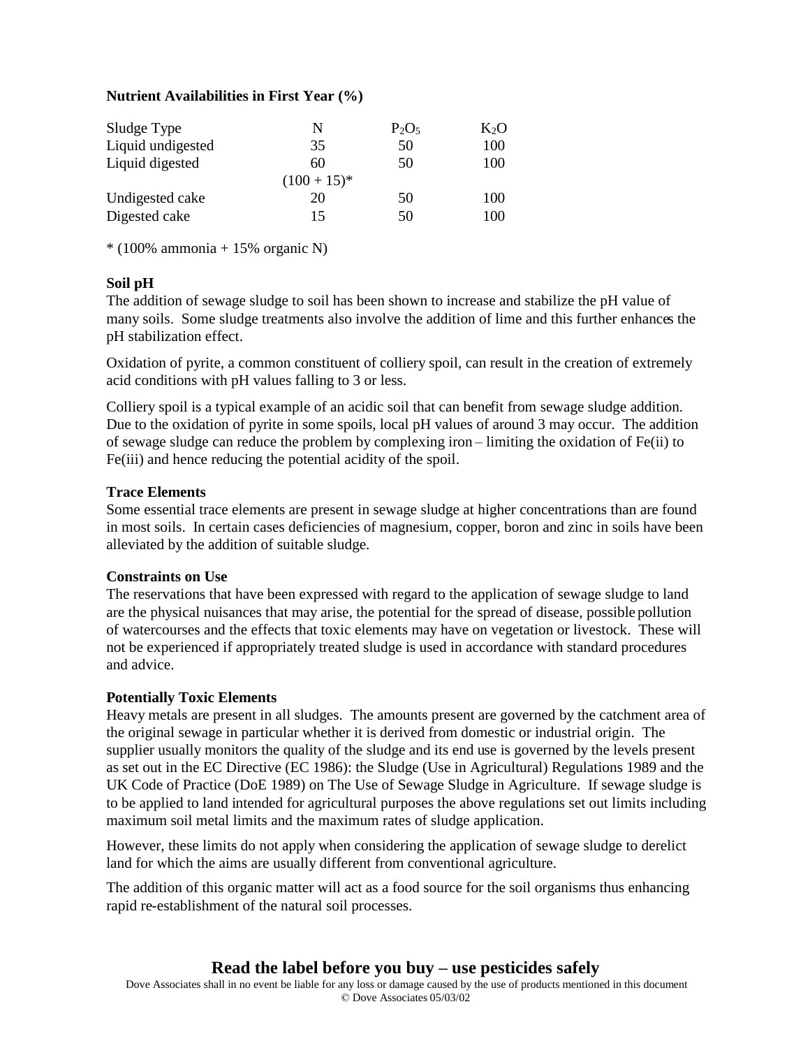**Nutrient Availabilities in First Year (%)**

| Sludge Type | N | $P_2O_5$ | $K_2O$ |
|---|---|---|---|
| Liquid undigested | 35 | 50 | 100 |
| Liquid digested | 60<br>(100 + 15)* | 50 | 100 |
| Undigested cake | 20 | 50 | 100 |
| Digested cake | 15 | 50 | 100 |

* (100% ammonia + 15% organic N)

**Soil pH**

The addition of sewage sludge to soil has been shown to increase and stabilize the pH value of many soils. Some sludge treatments also involve the addition of lime and this further enhances the pH stabilization effect.

Oxidation of pyrite, a common constituent of colliery spoil, can result in the creation of extremely acid conditions with pH values falling to 3 or less.

Colliery spoil is a typical example of an acidic soil that can benefit from sewage sludge addition. Due to the oxidation of pyrite in some spoils, local pH values of around 3 may occur. The addition of sewage sludge can reduce the problem by complexing iron – limiting the oxidation of Fe(ii) to Fe(iii) and hence reducing the potential acidity of the spoil.

**Trace Elements**

Some essential trace elements are present in sewage sludge at higher concentrations than are found in most soils. In certain cases deficiencies of magnesium, copper, boron and zinc in soils have been alleviated by the addition of suitable sludge.

**Constraints on Use**

The reservations that have been expressed with regard to the application of sewage sludge to land are the physical nuisances that may arise, the potential for the spread of disease, possible pollution of watercourses and the effects that toxic elements may have on vegetation or livestock. These will not be experienced if appropriately treated sludge is used in accordance with standard procedures and advice.

**Potentially Toxic Elements**

Heavy metals are present in all sludges. The amounts present are governed by the catchment area of the original sewage in particular whether it is derived from domestic or industrial origin. The supplier usually monitors the quality of the sludge and its end use is governed by the levels present as set out in the EC Directive (EC 1986): the Sludge (Use in Agricultural) Regulations 1989 and the UK Code of Practice (DoE 1989) on The Use of Sewage Sludge in Agriculture. If sewage sludge is to be applied to land intended for agricultural purposes the above regulations set out limits including maximum soil metal limits and the maximum rates of sludge application.

However, these limits do not apply when considering the application of sewage sludge to derelict land for which the aims are usually different from conventional agriculture.

The addition of this organic matter will act as a food source for the soil organisms thus enhancing rapid re-establishment of the natural soil processes.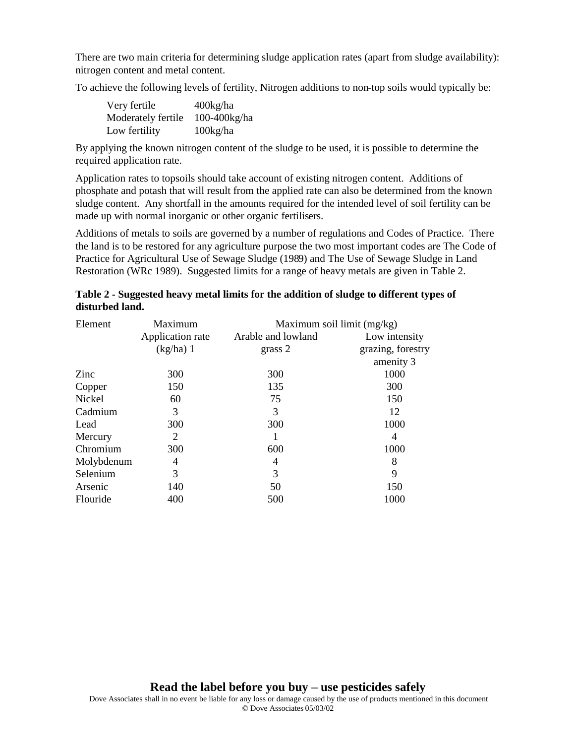There are two main criteria for determining sludge application rates (apart from sludge availability): nitrogen content and metal content.

To achieve the following levels of fertility, Nitrogen additions to non-top soils would typically be:

| | |
|---|---|
| Very fertile | 400kg/ha |
| Moderately fertile | 100-400kg/ha |
| Low fertility | 100kg/ha |

By applying the known nitrogen content of the sludge to be used, it is possible to determine the required application rate.

Application rates to topsoils should take account of existing nitrogen content. Additions of phosphate and potash that will result from the applied rate can also be determined from the known sludge content. Any shortfall in the amounts required for the intended level of soil fertility can be made up with normal inorganic or other organic fertilisers.

Additions of metals to soils are governed by a number of regulations and Codes of Practice. There the land is to be restored for any agriculture purpose the two most important codes are The Code of Practice for Agricultural Use of Sewage Sludge (1989) and The Use of Sewage Sludge in Land Restoration (WRc 1989). Suggested limits for a range of heavy metals are given in Table 2.

**Table 2 - Suggested heavy metal limits for the addition of sludge to different types of disturbed land.**

| Element | Maximum Application rate (kg/ha) 1 | Maximum soil limit (mg/kg) | |
|---|---|---|---|
| | | Arable and lowland grass 2 | Low intensity grazing, forestry amenity 3 |
| Zinc | 300 | 300 | 1000 |
| Copper | 150 | 135 | 300 |
| Nickel | 60 | 75 | 150 |
| Cadmium | 3 | 3 | 12 |
| Lead | 300 | 300 | 1000 |
| Mercury | 2 | 1 | 4 |
| Chromium | 300 | 600 | 1000 |
| Molybdenum | 4 | 4 | 8 |
| Selenium | 3 | 3 | 9 |
| Arsenic | 140 | 50 | 150 |
| Flouride | 400 | 500 | 1000 |